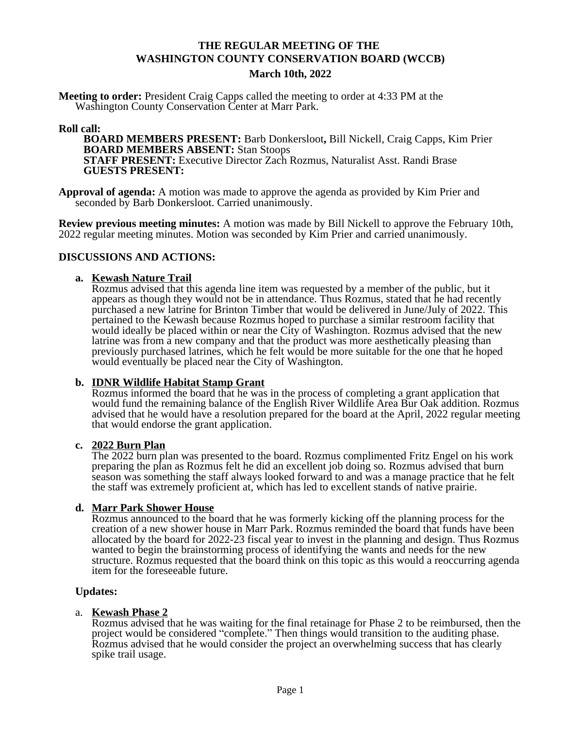# THE REGULAR MEETING OF THE WASHINGTON COUNTY CONSERVATION BOARD (WCCB)

## March 10th, 2022

**Meeting to order:** President Craig Capps called the meeting to order at 4:33 PM at the Washington County Conservation Center at Marr Park.

**Roll call:**

**BOARD MEMBERS PRESENT:** Barb Donkersloot**,** Bill Nickell, Craig Capps, Kim Prier
**BOARD MEMBERS ABSENT:** Stan Stoops
**STAFF PRESENT:** Executive Director Zach Rozmus, Naturalist Asst. Randi Brase
**GUESTS PRESENT:**

**Approval of agenda:** A motion was made to approve the agenda as provided by Kim Prier and seconded by Barb Donkersloot. Carried unanimously.

**Review previous meeting minutes:** A motion was made by Bill Nickell to approve the February 10th, 2022 regular meeting minutes. Motion was seconded by Kim Prier and carried unanimously.

**DISCUSSIONS AND ACTIONS:**

**a. Kewash Nature Trail**

Rozmus advised that this agenda line item was requested by a member of the public, but it appears as though they would not be in attendance. Thus Rozmus, stated that he had recently purchased a new latrine for Brinton Timber that would be delivered in June/July of 2022. This pertained to the Kewash because Rozmus hoped to purchase a similar restroom facility that would ideally be placed within or near the City of Washington. Rozmus advised that the new latrine was from a new company and that the product was more aesthetically pleasing than previously purchased latrines, which he felt would be more suitable for the one that he hoped would eventually be placed near the City of Washington.

**b. IDNR Wildlife Habitat Stamp Grant**

Rozmus informed the board that he was in the process of completing a grant application that would fund the remaining balance of the English River Wildlife Area Bur Oak addition. Rozmus advised that he would have a resolution prepared for the board at the April, 2022 regular meeting that would endorse the grant application.

**c. 2022 Burn Plan**

The 2022 burn plan was presented to the board. Rozmus complimented Fritz Engel on his work preparing the plan as Rozmus felt he did an excellent job doing so. Rozmus advised that burn season was something the staff always looked forward to and was a manage practice that he felt the staff was extremely proficient at, which has led to excellent stands of native prairie.

**d. Marr Park Shower House**

Rozmus announced to the board that he was formerly kicking off the planning process for the creation of a new shower house in Marr Park. Rozmus reminded the board that funds have been allocated by the board for 2022-23 fiscal year to invest in the planning and design. Thus Rozmus wanted to begin the brainstorming process of identifying the wants and needs for the new structure. Rozmus requested that the board think on this topic as this would a reoccurring agenda item for the foreseeable future.

**Updates:**

a. **Kewash Phase 2**

Rozmus advised that he was waiting for the final retainage for Phase 2 to be reimbursed, then the project would be considered "complete." Then things would transition to the auditing phase. Rozmus advised that he would consider the project an overwhelming success that has clearly spike trail usage.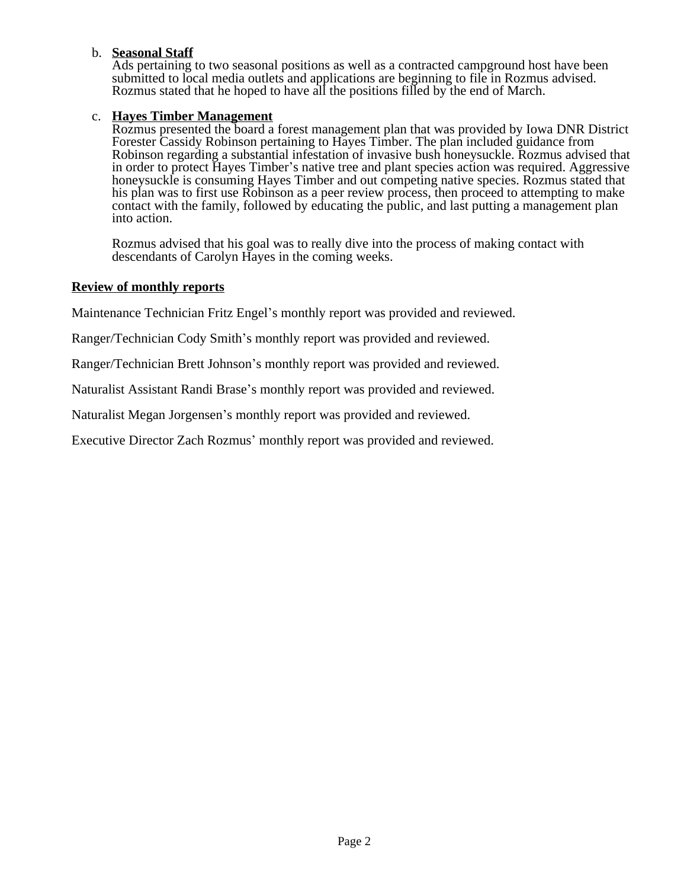b. **Seasonal Staff**
   Ads pertaining to two seasonal positions as well as a contracted campground host have been submitted to local media outlets and applications are beginning to file in Rozmus advised. Rozmus stated that he hoped to have all the positions filled by the end of March.

c. **Hayes Timber Management**
   Rozmus presented the board a forest management plan that was provided by Iowa DNR District Forester Cassidy Robinson pertaining to Hayes Timber. The plan included guidance from Robinson regarding a substantial infestation of invasive bush honeysuckle. Rozmus advised that in order to protect Hayes Timber's native tree and plant species action was required. Aggressive honeysuckle is consuming Hayes Timber and out competing native species. Rozmus stated that his plan was to first use Robinson as a peer review process, then proceed to attempting to make contact with the family, followed by educating the public, and last putting a management plan into action.

   Rozmus advised that his goal was to really dive into the process of making contact with descendants of Carolyn Hayes in the coming weeks.

**Review of monthly reports**

Maintenance Technician Fritz Engel's monthly report was provided and reviewed.

Ranger/Technician Cody Smith's monthly report was provided and reviewed.

Ranger/Technician Brett Johnson's monthly report was provided and reviewed.

Naturalist Assistant Randi Brase's monthly report was provided and reviewed.

Naturalist Megan Jorgensen's monthly report was provided and reviewed.

Executive Director Zach Rozmus' monthly report was provided and reviewed.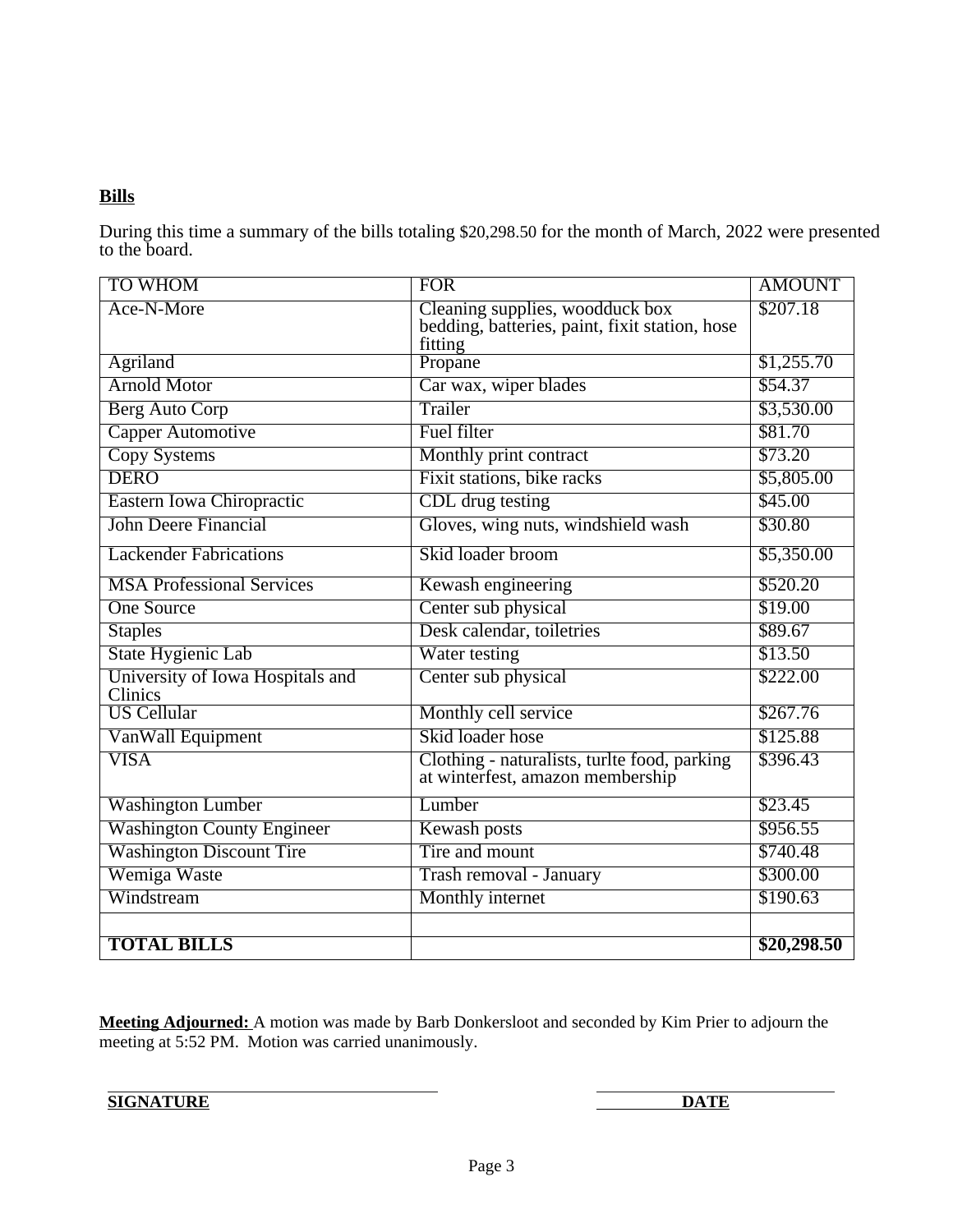**Bills**

During this time a summary of the bills totaling $20,298.50 for the month of March, 2022 were presented to the board.

| TO WHOM | FOR | AMOUNT |
|---|---|---|
| Ace-N-More | Cleaning supplies, woodduck box bedding, batteries, paint, fixit station, hose fitting | $207.18 |
| Agriland | Propane | $1,255.70 |
| Arnold Motor | Car wax, wiper blades | $54.37 |
| Berg Auto Corp | Trailer | $3,530.00 |
| Capper Automotive | Fuel filter | $81.70 |
| Copy Systems | Monthly print contract | $73.20 |
| DERO | Fixit stations, bike racks | $5,805.00 |
| Eastern Iowa Chiropractic | CDL drug testing | $45.00 |
| John Deere Financial | Gloves, wing nuts, windshield wash | $30.80 |
| Lackender Fabrications | Skid loader broom | $5,350.00 |
| MSA Professional Services | Kewash engineering | $520.20 |
| One Source | Center sub physical | $19.00 |
| Staples | Desk calendar, toiletries | $89.67 |
| State Hygienic Lab | Water testing | $13.50 |
| University of Iowa Hospitals and Clinics | Center sub physical | $222.00 |
| US Cellular | Monthly cell service | $267.76 |
| VanWall Equipment | Skid loader hose | $125.88 |
| VISA | Clothing - naturalists, turlte food, parking at winterfest, amazon membership | $396.43 |
| Washington Lumber | Lumber | $23.45 |
| Washington County Engineer | Kewash posts | $956.55 |
| Washington Discount Tire | Tire and mount | $740.48 |
| Wemiga Waste | Trash removal - January | $300.00 |
| Windstream | Monthly internet | $190.63 |
| | | |
| **TOTAL BILLS** | | **$20,298.50** |

**Meeting Adjourned:** A motion was made by Barb Donkersloot and seconded by Kim Prier to adjourn the meeting at 5:52 PM. Motion was carried unanimously.

**SIGNATURE** **DATE**